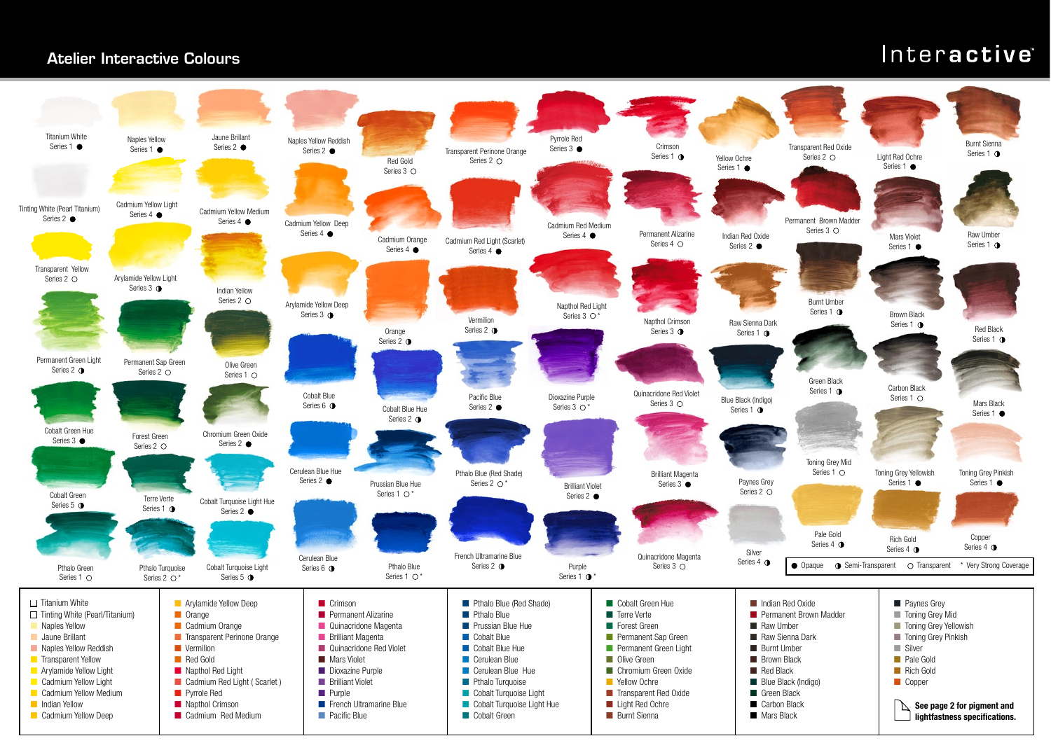# Atelier Interactive Colours

Interactive™

Titanium White
Series 1 ●

Naples Yellow
Series 1 ●

Jaune Brilant
Series 2 ●

Naples Yellow Reddish
Series 2 ●

Red Gold
Series 3 ○

Transparent Perinone Orange
Series 2 ○

Pyrrole Red
Series 3 ●

Crimson
Series 1 ◑

Yellow Ochre
Series 1 ●

Transparent Red Oxide
Series 2 ○

Light Red Ochre
Series 1 ●

Burnt Sienna
Series 1 ◑

Tinting White (Pearl Titanium)
Series 2 ●

Cadmium Yellow Light
Series 4 ●

Cadmium Yellow Medium
Series 4 ●

Cadmium Yellow Deep
Series 4 ●

Cadmium Orange
Series 4 ●

Cadmium Red Light (Scarlet)
Series 4 ●

Cadmium Red Medium
Series 4 ●

Permanent Alizarine
Series 4 ○

Indian Red Oxide
Series 2 ●

Permanent Brown Madder
Series 3 ○

Mars Violet
Series 1 ●

Raw Umber
Series 1 ◑

Transparent Yellow
Series 2 ○

Arylamide Yellow Light
Series 3 ◑

Indian Yellow
Series 2 ○

Arylamide Yellow Deep
Series 3 ◑

Orange
Series 2 ◑

Vermilion
Series 2 ◑

Napthol Red Light
Series 3 ○ *

Napthol Crimson
Series 3 ◑

Raw Sienna Dark
Series 1 ◑

Burnt Umber
Series 1 ◑

Brown Black
Series 1 ◑

Red Black
Series 1 ◑

Permanent Green Light
Series 2 ◑

Permanent Sap Green
Series 2 ○

Olive Green
Series 1 ○

Cobalt Blue
Series 6 ◑

Cobalt Blue Hue
Series 2 ◑

Pacific Blue
Series 2 ●

Dioxazine Purple
Series 3 ○ *

Quinacridone Red Violet
Series 3 ○

Blue Black (Indigo)
Series 1 ◑

Green Black
Series 1 ◑

Carbon Black
Series 1 ○

Mars Black
Series 1 ●

Cobalt Green Hue
Series 3 ●

Forest Green
Series 2 ○

Chromium Green Oxide
Series 2 ●

Cerulean Blue Hue
Series 2 ●

Prussian Blue Hue
Series 1 ○ *

Pthalo Blue (Red Shade)
Series 2 ○ *

Brilliant Violet
Series 2 ●

Brilliant Magenta
Series 3 ●

Paynes Grey
Series 2 ○

Toning Grey Mid
Series 1 ○

Toning Grey Yellowish
Series 1 ●

Toning Grey Pinkish
Series 1 ●

Cobalt Green
Series 5 ◑

Terre Verte
Series 1 ◑

Cobalt Turquoise Light Hue
Series 2 ●

Pthalo Green
Series 1 ○

Pthalo Turquoise
Series 2 ○ *

Cobalt Turquoise Light
Series 5 ◑

Cerulean Blue
Series 6 ◑

Pthalo Blue
Series 1 ○ *

French Ultramarine Blue
Series 2 ◑

Purple
Series 1 ◑ *

Quinacridone Magenta
Series 3 ○

Silver
Series 4 ◑

Pale Gold
Series 4 ◑

Rich Gold
Series 4 ◑

Copper
Series 4 ◑

● Opaque ◑ Semi-Transparent ○ Transparent * Very Strong Coverage

| | | | | | | |
|---|---|---|---|---|---|---|
| Titanium White | Arylamide Yellow Deep | Crimson | Pthalo Blue (Red Shade) | Cobalt Green Hue | Indian Red Oxide | Paynes Grey |
| Tinting White (Pearl/Titanium) | Orange | Permanent Alizarine | Pthalo Blue | Terre Verte | Permanent Brown Madder | Toning Grey Mid |
| Naples Yellow | Cadmium Orange | Quinacridone Magenta | Prussian Blue Hue | Forest Green | Raw Umber | Toning Grey Yellowish |
| Jaune Brillant | Transparent Perinone Orange | Brilliant Magenta | Cobalt Blue | Permanent Sap Green | Raw Sienna Dark | Toning Grey Pinkish |
| Naples Yellow Reddish | Vermilion | Quinacridone Red Violet | Cobalt Blue Hue | Permanent Green Light | Burnt Umber | Silver |
| Transparent Yellow | Red Gold | Mars Violet | Cerulean Blue | Olive Green | Brown Black | Pale Gold |
| Arylamide Yellow Light | Napthol Red Light | Dioxazine Purple | Cerulean Blue Hue | Chromium Green Oxide | Red Black | Rich Gold |
| Cadmium Yellow Light | Cadmium Red Light ( Scarlet ) | Brilliant Violet | Pthalo Turquoise | Yellow Ochre | Blue Black (Indigo) | Copper |
| Cadmium Yellow Medium | Pyrrole Red | Purple | Cobalt Turquoise Light | Transparent Red Oxide | Green Black | |
| Indian Yellow | Napthol Crimson | French Ultramarine Blue | Cobalt Turquoise Light Hue | Light Red Ochre | Carbon Black | **See page 2 for pigment and lightfastness specifications.** |
| Cadmium Yellow Deep | Cadmium Red Medium | Pacific Blue | Cobalt Green | Burnt Sienna | Mars Black | |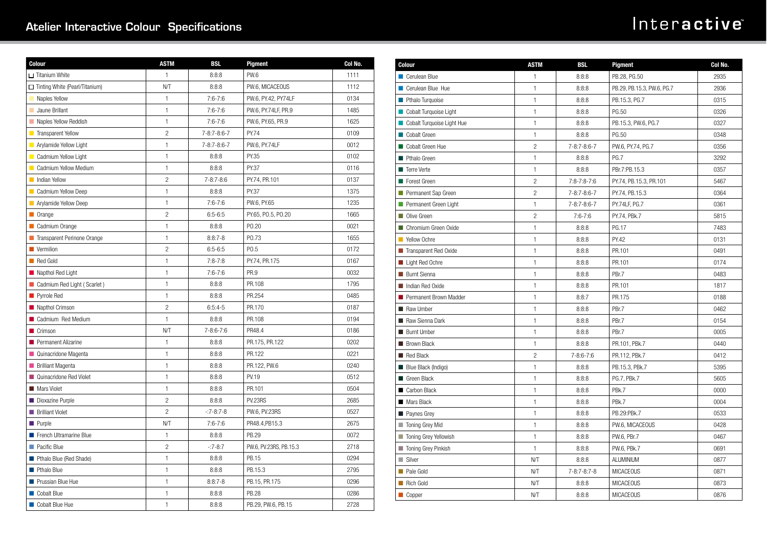# Atelier Interactive Colour Specifications

Interactive™

| Colour | ASTM | BSL | Pigment | Col No. |
|---|---|---|---|---|
| Titanium White | 1 | 8:8:8 | PW.6 | 1111 |
| Tinting White (Pearl/Titanium) | N/T | 8:8:8 | PW.6, MICACEOUS | 1112 |
| Naples Yellow | 1 | 7:6-7:6 | PW.6, PY.42, PY74LF | 0134 |
| Jaune Brillant | 1 | 7:6-7:6 | PW.6, PY.74LF, PR.9 | 1485 |
| Naples Yellow Reddish | 1 | 7:6-7:6 | PW.6, PY.65, PR.9 | 1625 |
| Transparent Yellow | 2 | 7-8:7-8:6-7 | PY.74 | 0109 |
| Arylamide Yellow Light | 1 | 7-8:7-8:6-7 | PW.6, PY.74LF | 0012 |
| Cadmium Yellow Light | 1 | 8:8:8 | PY.35 | 0102 |
| Cadmium Yellow Medium | 1 | 8:8:8 | PY.37 | 0116 |
| Indian Yellow | 2 | 7-8:7-8:6 | PY.74, PR.101 | 0137 |
| Cadmium Yellow Deep | 1 | 8:8:8 | PY.37 | 1375 |
| Arylamide Yellow Deep | 1 | 7:6-7:6 | PW.6, PY.65 | 1235 |
| Orange | 2 | 6:5-6:5 | PY.65, PO.5, PO.20 | 1665 |
| Cadmium Orange | 1 | 8:8:8 | PO.20 | 0021 |
| Transparent Perinone Orange | 1 | 8:8:7-8 | PO.73 | 1655 |
| Vermilion | 2 | 6:5-6:5 | PO.5 | 0172 |
| Red Gold | 1 | 7:8-7:8 | PY.74, PR.175 | 0167 |
| Napthol Red Light | 1 | 7:6-7:6 | PR.9 | 0032 |
| Cadmium Red Light ( Scarlet ) | 1 | 8:8:8 | PR.108 | 1795 |
| Pyrrole Red | 1 | 8:8:8 | PR.254 | 0485 |
| Napthol Crimson | 2 | 6:5:4-5 | PR.170 | 0187 |
| Cadmium Red Medium | 1 | 8:8:8 | PR.108 | 0194 |
| Crimson | N/T | 7-8:6-7:6 | PR48.4 | 0186 |
| Permanent Alizarine | 1 | 8:8:8 | PR.175, PR.122 | 0202 |
| Quinacridone Magenta | 1 | 8:8:8 | PR.122 | 0221 |
| Brilliant Magenta | 1 | 8:8:8 | PR.122, PW.6 | 0240 |
| Quinacridone Red Violet | 1 | 8:8:8 | PV.19 | 0512 |
| Mars Violet | 1 | 8:8:8 | PR.101 | 0504 |
| Dioxazine Purple | 2 | 8:8:8 | PV.23RS | 2685 |
| Brilliant Violet | 2 | -:7-8:7-8 | PW.6, PV.23RS | 0527 |
| Purple | N/T | 7:6-7:6 | PR48.4,PB15.3 | 2675 |
| French Ultramarine Blue | 1 | 8:8:8 | PB.29 | 0072 |
| Pacific Blue | 2 | -:7-8:7 | PW.6, PV.23RS, PB.15.3 | 2718 |
| Pthalo Blue (Red Shade) | 1 | 8:8:8 | PB.15 | 0294 |
| Pthalo Blue | 1 | 8:8:8 | PB.15.3 | 2795 |
| Prussian Blue Hue | 1 | 8:8:7-8 | PB.15, PR.175 | 0296 |
| Cobalt Blue | 1 | 8:8:8 | PB.28 | 0286 |
| Cobalt Blue Hue | 1 | 8:8:8 | PB.29, PW.6, PB.15 | 2728 |

| Colour | ASTM | BSL | Pigment | Col No. |
|---|---|---|---|---|
| Cerulean Blue | 1 | 8:8:8 | PB.28, PG.50 | 2935 |
| Cerulean Blue Hue | 1 | 8:8:8 | PB.29, PB.15.3, PW.6, PG.7 | 2936 |
| Pthalo Turquoise | 1 | 8:8:8 | PB.15.3, PG.7 | 0315 |
| Cobalt Turquoise Light | 1 | 8:8:8 | PG.50 | 0326 |
| Cobalt Turquoise Light Hue | 1 | 8:8:8 | PB.15.3, PW.6, PG.7 | 0327 |
| Cobalt Green | 1 | 8:8:8 | PG.50 | 0348 |
| Cobalt Green Hue | 2 | 7-8:7-8:6-7 | PW.6, PY.74, PG.7 | 0356 |
| Pthalo Green | 1 | 8:8:8 | PG.7 | 3292 |
| Terre Verte | 1 | 8:8:8 | PBr.7:PB.15.3 | 0357 |
| Forest Green | 2 | 7:8-7:8-7:6 | PY.74, PB.15.3, PR.101 | 5467 |
| Permanent Sap Green | 2 | 7-8:7-8:6-7 | PY.74, PB.15.3 | 0364 |
| Permanent Green Light | 1 | 7-8:7-8:6-7 | PY.74LF, PG.7 | 0361 |
| Olive Green | 2 | 7:6-7:6 | PY.74, PBk.7 | 5815 |
| Chromium Green Oxide | 1 | 8:8:8 | PG.17 | 7483 |
| Yellow Ochre | 1 | 8:8:8 | PY.42 | 0131 |
| Transparent Red Oxide | 1 | 8:8:8 | PR.101 | 0491 |
| Light Red Ochre | 1 | 8:8:8 | PR.101 | 0174 |
| Burnt Sienna | 1 | 8:8:8 | PBr.7 | 0483 |
| Indian Red Oxide | 1 | 8:8:8 | PR.101 | 1817 |
| Permanent Brown Madder | 1 | 8:8:7 | PR.175 | 0188 |
| Raw Umber | 1 | 8:8:8 | PBr.7 | 0462 |
| Raw Sienna Dark | 1 | 8:8:8 | PBr.7 | 0154 |
| Burnt Umber | 1 | 8:8:8 | PBr.7 | 0005 |
| Brown Black | 1 | 8:8:8 | PR.101, PBk.7 | 0440 |
| Red Black | 2 | 7-8:6-7:6 | PR.112, PBk.7 | 0412 |
| Blue Black (Indigo) | 1 | 8:8:8 | PB.15.3, PBk.7 | 5395 |
| Green Black | 1 | 8:8:8 | PG.7, PBk.7 | 5605 |
| Carbon Black | 1 | 8:8:8 | PBk.7 | 0000 |
| Mars Black | 1 | 8:8:8 | PBk.7 | 0004 |
| Paynes Grey | 1 | 8:8:8 | PB.29:PBk.7 | 0533 |
| Toning Grey Mid | 1 | 8:8:8 | PW.6, MICACEOUS | 0428 |
| Toning Grey Yellowish | 1 | 8:8:8 | PW.6, PBr.7 | 0467 |
| Toning Grey Pinkish | 1 | 8:8:8 | PW.6, PBk.7 | 0691 |
| Silver | N/T | 8:8:8 | ALUMINIUM | 0877 |
| Pale Gold | N/T | 7-8:7-8:7-8 | MICACEOUS | 0871 |
| Rich Gold | N/T | 8:8:8 | MICACEOUS | 0873 |
| Copper | N/T | 8:8:8 | MICACEOUS | 0876 |